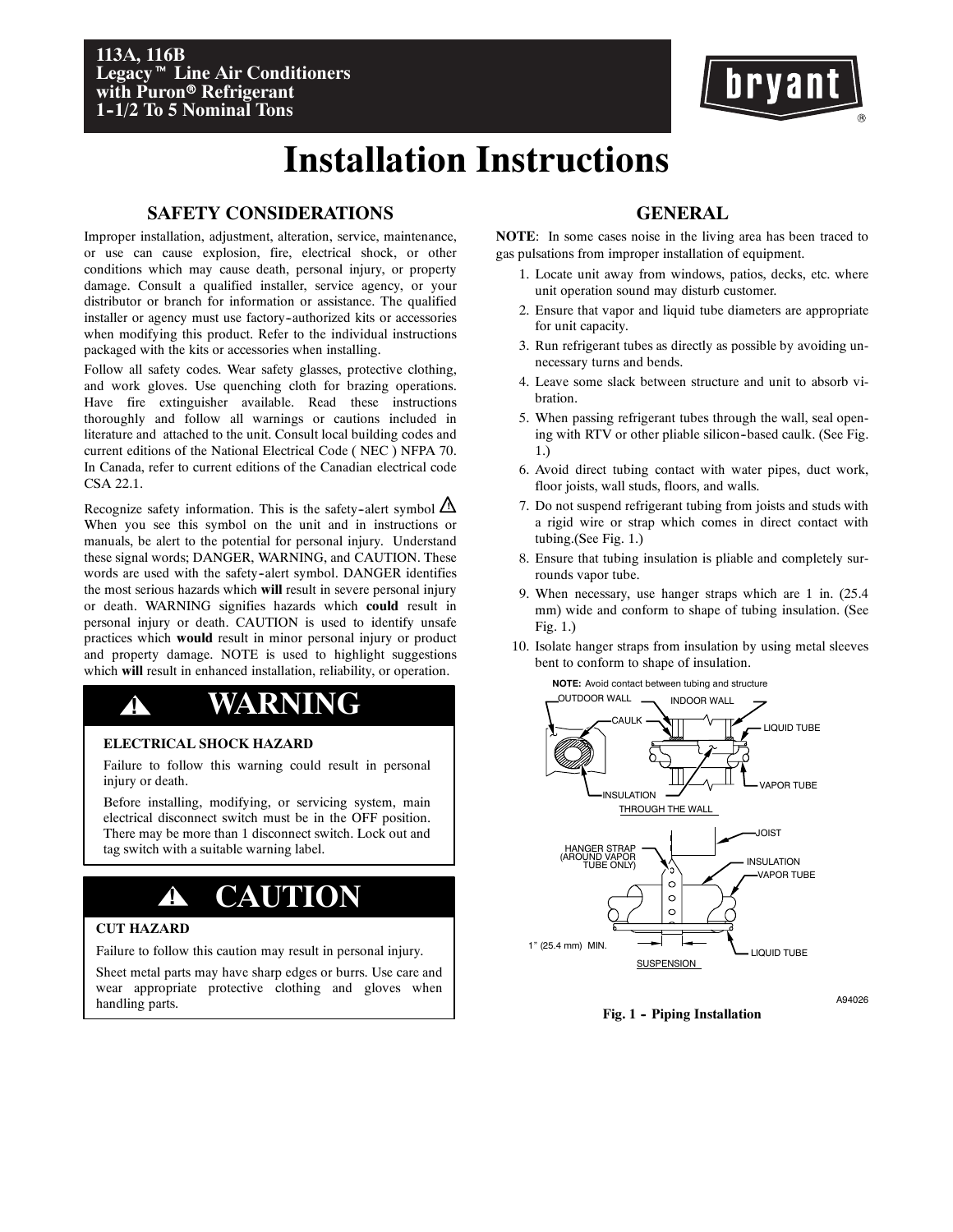**113A, 116B**
**Legacy™ Line Air Conditioners**
**with Puron® Refrigerant**
**1-1/2 To 5 Nominal Tons**

bryant®

# Installation Instructions

## SAFETY CONSIDERATIONS

Improper installation, adjustment, alteration, service, maintenance, or use can cause explosion, fire, electrical shock, or other conditions which may cause death, personal injury, or property damage. Consult a qualified installer, service agency, or your distributor or branch for information or assistance. The qualified installer or agency must use factory-authorized kits or accessories when modifying this product. Refer to the individual instructions packaged with the kits or accessories when installing.

Follow all safety codes. Wear safety glasses, protective clothing, and work gloves. Use quenching cloth for brazing operations. Have fire extinguisher available. Read these instructions thoroughly and follow all warnings or cautions included in literature and attached to the unit. Consult local building codes and current editions of the National Electrical Code ( NEC ) NFPA 70. In Canada, refer to current editions of the Canadian electrical code CSA 22.1.

Recognize safety information. This is the safety-alert symbol ⚠ When you see this symbol on the unit and in instructions or manuals, be alert to the potential for personal injury. Understand these signal words; DANGER, WARNING, and CAUTION. These words are used with the safety-alert symbol. DANGER identifies the most serious hazards which **will** result in severe personal injury or death. WARNING signifies hazards which **could** result in personal injury or death. CAUTION is used to identify unsafe practices which **would** result in minor personal injury or product and property damage. NOTE is used to highlight suggestions which **will** result in enhanced installation, reliability, or operation.

### ⚠ WARNING

**ELECTRICAL SHOCK HAZARD**

Failure to follow this warning could result in personal injury or death.

Before installing, modifying, or servicing system, main electrical disconnect switch must be in the OFF position. There may be more than 1 disconnect switch. Lock out and tag switch with a suitable warning label.

### ⚠ CAUTION

**CUT HAZARD**

Failure to follow this caution may result in personal injury.

Sheet metal parts may have sharp edges or burrs. Use care and wear appropriate protective clothing and gloves when handling parts.

## GENERAL

**NOTE**: In some cases noise in the living area has been traced to gas pulsations from improper installation of equipment.

1. Locate unit away from windows, patios, decks, etc. where unit operation sound may disturb customer.
2. Ensure that vapor and liquid tube diameters are appropriate for unit capacity.
3. Run refrigerant tubes as directly as possible by avoiding unnecessary turns and bends.
4. Leave some slack between structure and unit to absorb vibration.
5. When passing refrigerant tubes through the wall, seal opening with RTV or other pliable silicon-based caulk. (See Fig. 1.)
6. Avoid direct tubing contact with water pipes, duct work, floor joists, wall studs, floors, and walls.
7. Do not suspend refrigerant tubing from joists and studs with a rigid wire or strap which comes in direct contact with tubing.(See Fig. 1.)
8. Ensure that tubing insulation is pliable and completely surrounds vapor tube.
9. When necessary, use hanger straps which are 1 in. (25.4 mm) wide and conform to shape of tubing insulation. (See Fig. 1.)
10. Isolate hanger straps from insulation by using metal sleeves bent to conform to shape of insulation.

**NOTE:** Avoid contact between tubing and structure

OUTDOOR WALL, INDOOR WALL, CAULK, LIQUID TUBE, VAPOR TUBE, INSULATION — THROUGH THE WALL

HANGER STRAP (AROUND VAPOR TUBE ONLY), JOIST, INSULATION, VAPOR TUBE, LIQUID TUBE, 1" (25.4 mm) MIN. — SUSPENSION

A94026

**Fig. 1 - Piping Installation**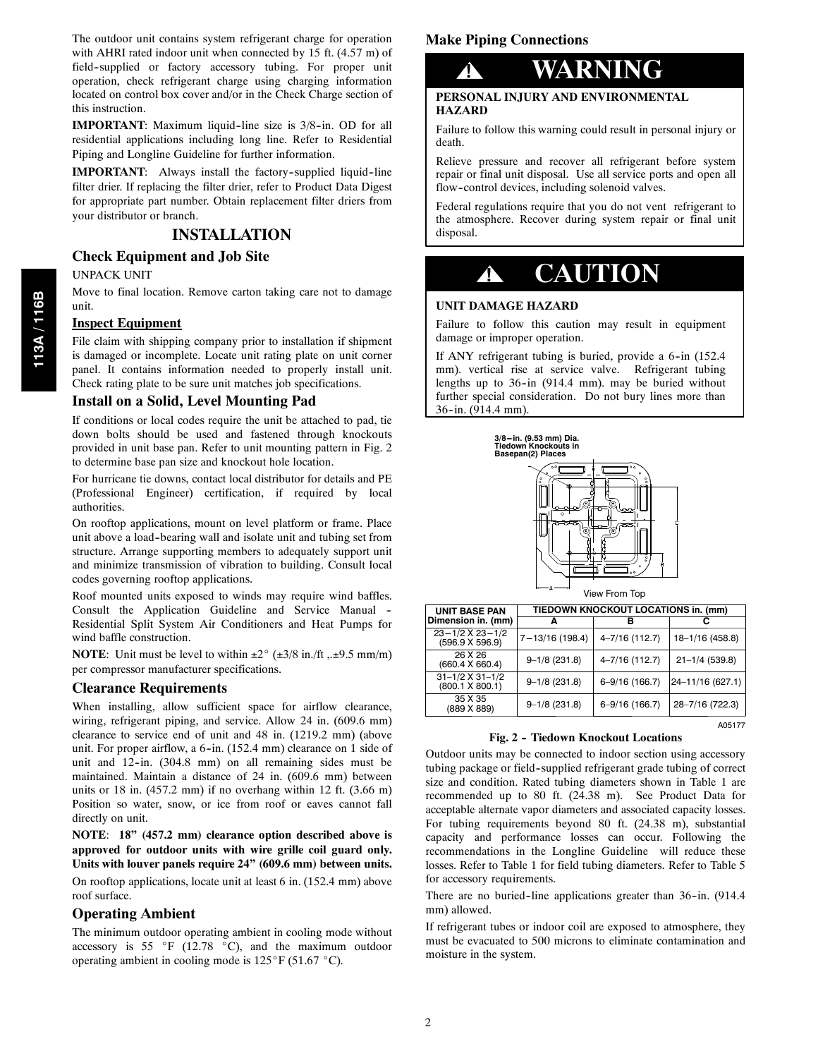The outdoor unit contains system refrigerant charge for operation with AHRI rated indoor unit when connected by 15 ft. (4.57 m) of field-supplied or factory accessory tubing. For proper unit operation, check refrigerant charge using charging information located on control box cover and/or in the Check Charge section of this instruction.

**IMPORTANT**: Maximum liquid-line size is 3/8-in. OD for all residential applications including long line. Refer to Residential Piping and Longline Guideline for further information.

**IMPORTANT**: Always install the factory-supplied liquid-line filter drier. If replacing the filter drier, refer to Product Data Digest for appropriate part number. Obtain replacement filter driers from your distributor or branch.

# INSTALLATION

## Check Equipment and Job Site

UNPACK UNIT

Move to final location. Remove carton taking care not to damage unit.

### Inspect Equipment

File claim with shipping company prior to installation if shipment is damaged or incomplete. Locate unit rating plate on unit corner panel. It contains information needed to properly install unit. Check rating plate to be sure unit matches job specifications.

## Install on a Solid, Level Mounting Pad

If conditions or local codes require the unit be attached to pad, tie down bolts should be used and fastened through knockouts provided in unit base pan. Refer to unit mounting pattern in Fig. 2 to determine base pan size and knockout hole location.

For hurricane tie downs, contact local distributor for details and PE (Professional Engineer) certification, if required by local authorities.

On rooftop applications, mount on level platform or frame. Place unit above a load-bearing wall and isolate unit and tubing set from structure. Arrange supporting members to adequately support unit and minimize transmission of vibration to building. Consult local codes governing rooftop applications.

Roof mounted units exposed to winds may require wind baffles. Consult the Application Guideline and Service Manual - Residential Split System Air Conditioners and Heat Pumps for wind baffle construction.

**NOTE**: Unit must be level to within ±2° (±3/8 in./ft ,.±9.5 mm/m) per compressor manufacturer specifications.

## Clearance Requirements

When installing, allow sufficient space for airflow clearance, wiring, refrigerant piping, and service. Allow 24 in. (609.6 mm) clearance to service end of unit and 48 in. (1219.2 mm) (above unit. For proper airflow, a 6-in. (152.4 mm) clearance on 1 side of unit and 12-in. (304.8 mm) on all remaining sides must be maintained. Maintain a distance of 24 in. (609.6 mm) between units or 18 in. (457.2 mm) if no overhang within 12 ft. (3.66 m) Position so water, snow, or ice from roof or eaves cannot fall directly on unit.

**NOTE**: **18" (457.2 mm) clearance option described above is approved for outdoor units with wire grille coil guard only. Units with louver panels require 24" (609.6 mm) between units.**

On rooftop applications, locate unit at least 6 in. (152.4 mm) above roof surface.

## Operating Ambient

The minimum outdoor operating ambient in cooling mode without accessory is 55 °F (12.78 °C), and the maximum outdoor operating ambient in cooling mode is 125°F (51.67 °C).

## Make Piping Connections

**⚠ WARNING**

**PERSONAL INJURY AND ENVIRONMENTAL HAZARD**

Failure to follow this warning could result in personal injury or death.

Relieve pressure and recover all refrigerant before system repair or final unit disposal. Use all service ports and open all flow-control devices, including solenoid valves.

Federal regulations require that you do not vent refrigerant to the atmosphere. Recover during system repair or final unit disposal.

**⚠ CAUTION**

**UNIT DAMAGE HAZARD**

Failure to follow this caution may result in equipment damage or improper operation.

If ANY refrigerant tubing is buried, provide a 6-in (152.4 mm). vertical rise at service valve. Refrigerant tubing lengths up to 36-in (914.4 mm). may be buried without further special consideration. Do not bury lines more than 36-in. (914.4 mm).

3/8-in. (9.53 mm) Dia. Tiedown Knockouts in Basepan(2) Places

View From Top

| UNIT BASE PAN Dimension in. (mm) | TIEDOWN KNOCKOUT LOCATIONS in. (mm) | | |
|---|---|---|---|
| | A | B | C |
| 23-1/2 X 23-1/2 (596.9 X 596.9) | 7-13/16 (198.4) | 4-7/16 (112.7) | 18-1/16 (458.8) |
| 26 X 26 (660.4 X 660.4) | 9-1/8 (231.8) | 4-7/16 (112.7) | 21-1/4 (539.8) |
| 31-1/2 X 31-1/2 (800.1 X 800.1) | 9-1/8 (231.8) | 6-9/16 (166.7) | 24-11/16 (627.1) |
| 35 X 35 (889 X 889) | 9-1/8 (231.8) | 6-9/16 (166.7) | 28-7/16 (722.3) |

A05177

**Fig. 2 - Tiedown Knockout Locations**

Outdoor units may be connected to indoor section using accessory tubing package or field-supplied refrigerant grade tubing of correct size and condition. Rated tubing diameters shown in Table 1 are recommended up to 80 ft. (24.38 m). See Product Data for acceptable alternate vapor diameters and associated capacity losses. For tubing requirements beyond 80 ft. (24.38 m), substantial capacity and performance losses can occur. Following the recommendations in the Longline Guideline will reduce these losses. Refer to Table 1 for field tubing diameters. Refer to Table 5 for accessory requirements.

There are no buried-line applications greater than 36-in. (914.4 mm) allowed.

If refrigerant tubes or indoor coil are exposed to atmosphere, they must be evacuated to 500 microns to eliminate contamination and moisture in the system.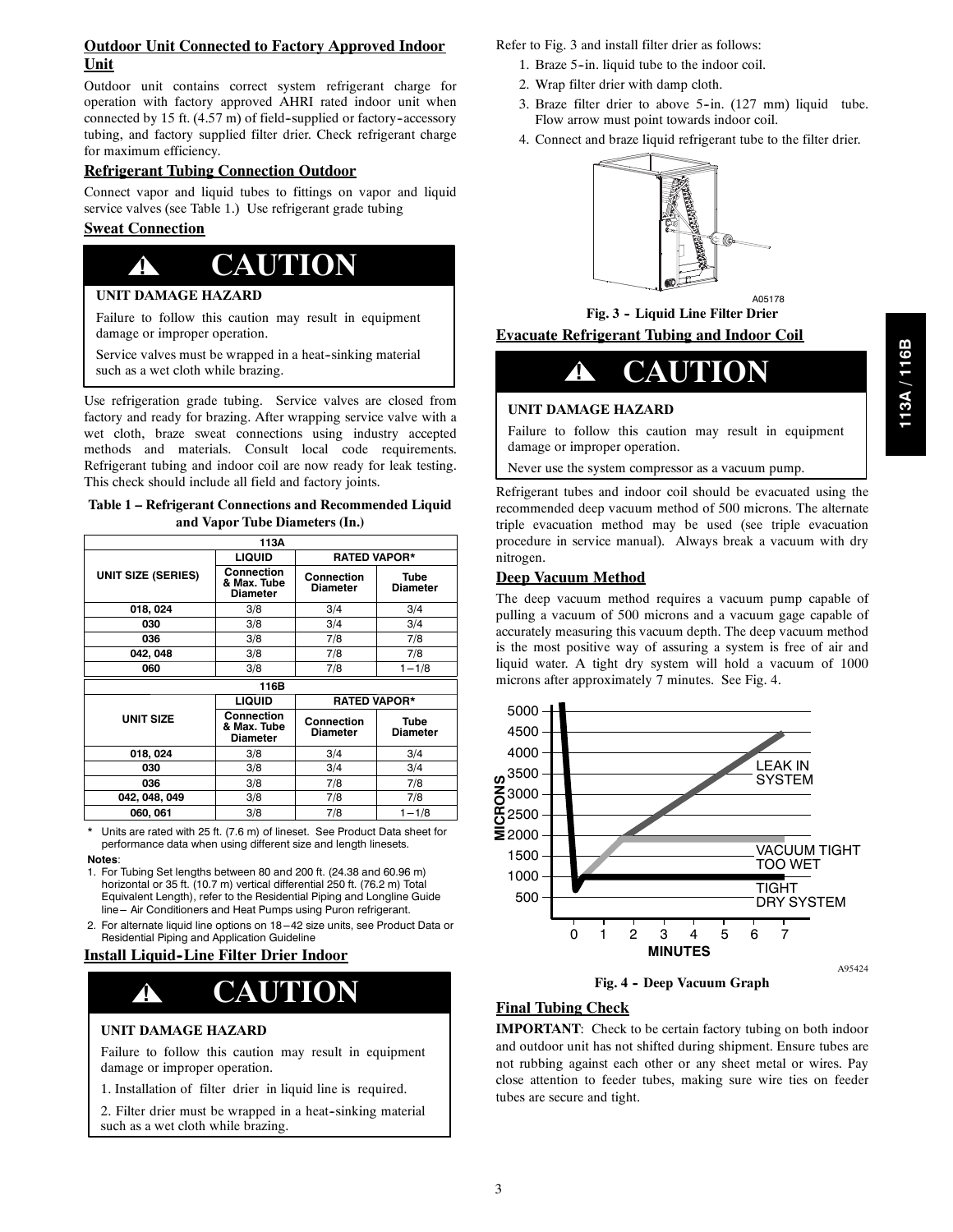## Outdoor Unit Connected to Factory Approved Indoor Unit

Outdoor unit contains correct system refrigerant charge for operation with factory approved AHRI rated indoor unit when connected by 15 ft. (4.57 m) of field-supplied or factory-accessory tubing, and factory supplied filter drier. Check refrigerant charge for maximum efficiency.

## Refrigerant Tubing Connection Outdoor

Connect vapor and liquid tubes to fittings on vapor and liquid service valves (see Table 1.) Use refrigerant grade tubing

## Sweat Connection

**! CAUTION**

**UNIT DAMAGE HAZARD**

Failure to follow this caution may result in equipment damage or improper operation.

Service valves must be wrapped in a heat-sinking material such as a wet cloth while brazing.

Use refrigeration grade tubing. Service valves are closed from factory and ready for brazing. After wrapping service valve with a wet cloth, braze sweat connections using industry accepted methods and materials. Consult local code requirements. Refrigerant tubing and indoor coil are now ready for leak testing. This check should include all field and factory joints.

**Table 1 – Refrigerant Connections and Recommended Liquid and Vapor Tube Diameters (In.)**

| 113A | | | |
|---|---|---|---|
| UNIT SIZE (SERIES) | LIQUID | RATED VAPOR* | |
| | Connection & Max. Tube Diameter | Connection Diameter | Tube Diameter |
| 018, 024 | 3/8 | 3/4 | 3/4 |
| 030 | 3/8 | 3/4 | 3/4 |
| 036 | 3/8 | 7/8 | 7/8 |
| 042, 048 | 3/8 | 7/8 | 7/8 |
| 060 | 3/8 | 7/8 | 1–1/8 |

| 116B | | | |
|---|---|---|---|
| UNIT SIZE | LIQUID | RATED VAPOR* | |
| | Connection & Max. Tube Diameter | Connection Diameter | Tube Diameter |
| 018, 024 | 3/8 | 3/4 | 3/4 |
| 030 | 3/8 | 3/4 | 3/4 |
| 036 | 3/8 | 7/8 | 7/8 |
| 042, 048, 049 | 3/8 | 7/8 | 7/8 |
| 060, 061 | 3/8 | 7/8 | 1–1/8 |

\* Units are rated with 25 ft. (7.6 m) of lineset. See Product Data sheet for performance data when using different size and length linesets.

**Notes**:

1. For Tubing Set lengths between 80 and 200 ft. (24.38 and 60.96 m) horizontal or 35 ft. (10.7 m) vertical differential 250 ft. (76.2 m) Total Equivalent Length), refer to the Residential Piping and Longline Guide line– Air Conditioners and Heat Pumps using Puron refrigerant.
2. For alternate liquid line options on 18–42 size units, see Product Data or Residential Piping and Application Guideline

## Install Liquid-Line Filter Drier Indoor

**! CAUTION**

**UNIT DAMAGE HAZARD**

Failure to follow this caution may result in equipment damage or improper operation.

1. Installation of filter drier in liquid line is required.

2. Filter drier must be wrapped in a heat-sinking material such as a wet cloth while brazing.

Refer to Fig. 3 and install filter drier as follows:

1. Braze 5-in. liquid tube to the indoor coil.
2. Wrap filter drier with damp cloth.
3. Braze filter drier to above 5-in. (127 mm) liquid tube. Flow arrow must point towards indoor coil.
4. Connect and braze liquid refrigerant tube to the filter drier.

A05178

**Fig. 3 - Liquid Line Filter Drier**

## Evacuate Refrigerant Tubing and Indoor Coil

**! CAUTION**

**UNIT DAMAGE HAZARD**

Failure to follow this caution may result in equipment damage or improper operation.

Never use the system compressor as a vacuum pump.

Refrigerant tubes and indoor coil should be evacuated using the recommended deep vacuum method of 500 microns. The alternate triple evacuation method may be used (see triple evacuation procedure in service manual). Always break a vacuum with dry nitrogen.

## Deep Vacuum Method

The deep vacuum method requires a vacuum pump capable of pulling a vacuum of 500 microns and a vacuum gage capable of accurately measuring this vacuum depth. The deep vacuum method is the most positive way of assuring a system is free of air and liquid water. A tight dry system will hold a vacuum of 1000 microns after approximately 7 minutes. See Fig. 4.

A95424

**Fig. 4 - Deep Vacuum Graph**

## Final Tubing Check

**IMPORTANT**: Check to be certain factory tubing on both indoor and outdoor unit has not shifted during shipment. Ensure tubes are not rubbing against each other or any sheet metal or wires. Pay close attention to feeder tubes, making sure wire ties on feeder tubes are secure and tight.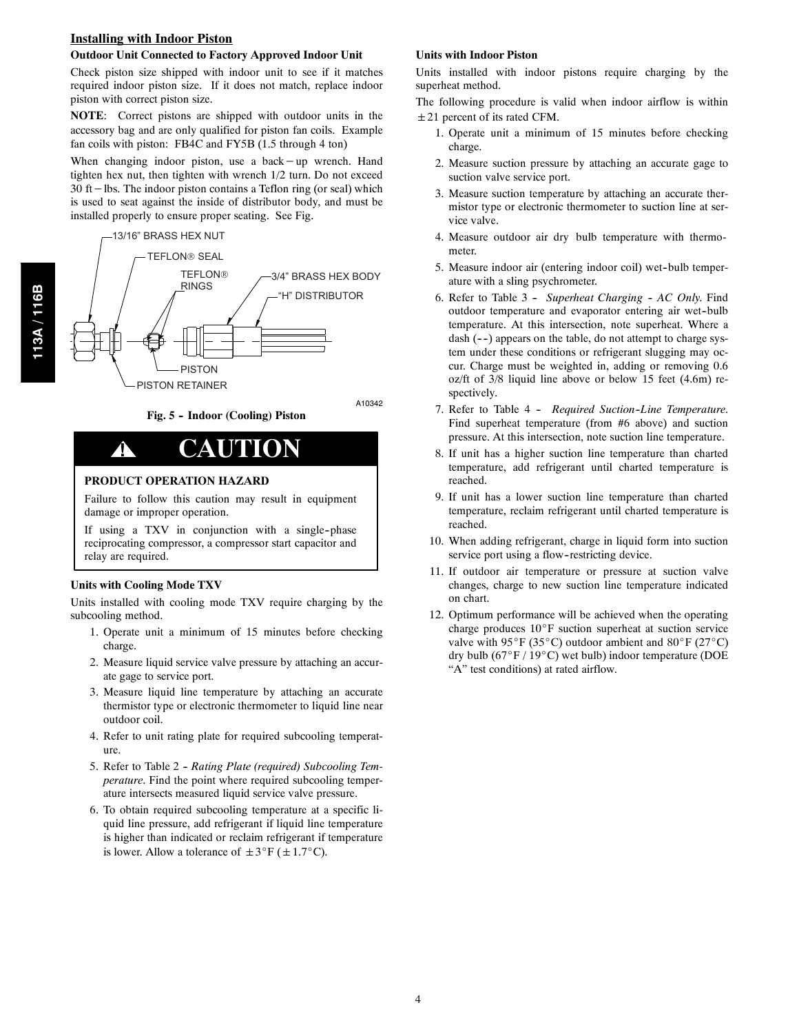## Installing with Indoor Piston

### Outdoor Unit Connected to Factory Approved Indoor Unit

Check piston size shipped with indoor unit to see if it matches required indoor piston size. If it does not match, replace indoor piston with correct piston size.

**NOTE**: Correct pistons are shipped with outdoor units in the accessory bag and are only qualified for piston fan coils. Example fan coils with piston: FB4C and FY5B (1.5 through 4 ton)

When changing indoor piston, use a back−up wrench. Hand tighten hex nut, then tighten with wrench 1/2 turn. Do not exceed 30 ft−lbs. The indoor piston contains a Teflon ring (or seal) which is used to seat against the inside of distributor body, and must be installed properly to ensure proper seating. See Fig.

13/16" BRASS HEX NUT
TEFLON® SEAL
TEFLON® RINGS
3/4" BRASS HEX BODY
"H" DISTRIBUTOR
PISTON
PISTON RETAINER

A10342

**Fig. 5 - Indoor (Cooling) Piston**

> **⚠ CAUTION**
>
> **PRODUCT OPERATION HAZARD**
>
> Failure to follow this caution may result in equipment damage or improper operation.
>
> If using a TXV in conjunction with a single-phase reciprocating compressor, a compressor start capacitor and relay are required.

### Units with Cooling Mode TXV

Units installed with cooling mode TXV require charging by the subcooling method.

1. Operate unit a minimum of 15 minutes before checking charge.
2. Measure liquid service valve pressure by attaching an accurate gage to service port.
3. Measure liquid line temperature by attaching an accurate thermistor type or electronic thermometer to liquid line near outdoor coil.
4. Refer to unit rating plate for required subcooling temperature.
5. Refer to Table 2 - *Rating Plate (required) Subcooling Temperature*. Find the point where required subcooling temperature intersects measured liquid service valve pressure.
6. To obtain required subcooling temperature at a specific liquid line pressure, add refrigerant if liquid line temperature is higher than indicated or reclaim refrigerant if temperature is lower. Allow a tolerance of ±3°F (±1.7°C).

### Units with Indoor Piston

Units installed with indoor pistons require charging by the superheat method.

The following procedure is valid when indoor airflow is within ±21 percent of its rated CFM.

1. Operate unit a minimum of 15 minutes before checking charge.
2. Measure suction pressure by attaching an accurate gage to suction valve service port.
3. Measure suction temperature by attaching an accurate thermistor type or electronic thermometer to suction line at service valve.
4. Measure outdoor air dry bulb temperature with thermometer.
5. Measure indoor air (entering indoor coil) wet-bulb temperature with a sling psychrometer.
6. Refer to Table 3 - *Superheat Charging - AC Only*. Find outdoor temperature and evaporator entering air wet-bulb temperature. At this intersection, note superheat. Where a dash (--) appears on the table, do not attempt to charge system under these conditions or refrigerant slugging may occur. Charge must be weighted in, adding or removing 0.6 oz/ft of 3/8 liquid line above or below 15 feet (4.6m) respectively.
7. Refer to Table 4 - *Required Suction-Line Temperature*. Find superheat temperature (from #6 above) and suction pressure. At this intersection, note suction line temperature.
8. If unit has a higher suction line temperature than charted temperature, add refrigerant until charted temperature is reached.
9. If unit has a lower suction line temperature than charted temperature, reclaim refrigerant until charted temperature is reached.
10. When adding refrigerant, charge in liquid form into suction service port using a flow-restricting device.
11. If outdoor air temperature or pressure at suction valve changes, charge to new suction line temperature indicated on chart.
12. Optimum performance will be achieved when the operating charge produces 10°F suction superheat at suction service valve with 95°F (35°C) outdoor ambient and 80°F (27°C) dry bulb (67°F / 19°C) wet bulb) indoor temperature (DOE "A" test conditions) at rated airflow.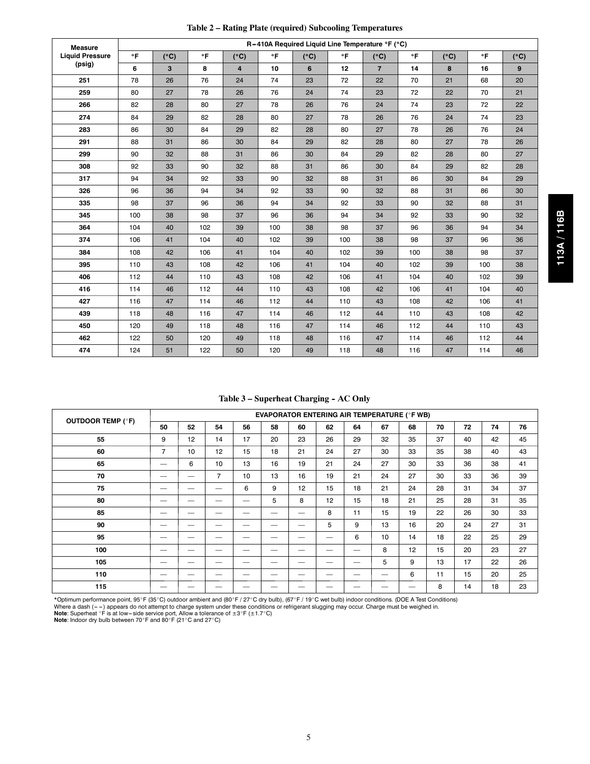**Table 2 – Rating Plate (required) Subcooling Temperatures**

| Measure Liquid Pressure (psig) | R-410A Required Liquid Line Temperature °F (°C) | | | | | | | | | | | |
|---|---|---|---|---|---|---|---|---|---|---|---|---|
| | °F | (°C) | °F | (°C) | °F | (°C) | °F | (°C) | °F | (°C) | °F | (°C) |
| | 6 | 3 | 8 | 4 | 10 | 6 | 12 | 7 | 14 | 8 | 16 | 9 |
| 251 | 78 | 26 | 76 | 24 | 74 | 23 | 72 | 22 | 70 | 21 | 68 | 20 |
| 259 | 80 | 27 | 78 | 26 | 76 | 24 | 74 | 23 | 72 | 22 | 70 | 21 |
| 266 | 82 | 28 | 80 | 27 | 78 | 26 | 76 | 24 | 74 | 23 | 72 | 22 |
| 274 | 84 | 29 | 82 | 28 | 80 | 27 | 78 | 26 | 76 | 24 | 74 | 23 |
| 283 | 86 | 30 | 84 | 29 | 82 | 28 | 80 | 27 | 78 | 26 | 76 | 24 |
| 291 | 88 | 31 | 86 | 30 | 84 | 29 | 82 | 28 | 80 | 27 | 78 | 26 |
| 299 | 90 | 32 | 88 | 31 | 86 | 30 | 84 | 29 | 82 | 28 | 80 | 27 |
| 308 | 92 | 33 | 90 | 32 | 88 | 31 | 86 | 30 | 84 | 29 | 82 | 28 |
| 317 | 94 | 34 | 92 | 33 | 90 | 32 | 88 | 31 | 86 | 30 | 84 | 29 |
| 326 | 96 | 36 | 94 | 34 | 92 | 33 | 90 | 32 | 88 | 31 | 86 | 30 |
| 335 | 98 | 37 | 96 | 36 | 94 | 34 | 92 | 33 | 90 | 32 | 88 | 31 |
| 345 | 100 | 38 | 98 | 37 | 96 | 36 | 94 | 34 | 92 | 33 | 90 | 32 |
| 364 | 104 | 40 | 102 | 39 | 100 | 38 | 98 | 37 | 96 | 36 | 94 | 34 |
| 374 | 106 | 41 | 104 | 40 | 102 | 39 | 100 | 38 | 98 | 37 | 96 | 36 |
| 384 | 108 | 42 | 106 | 41 | 104 | 40 | 102 | 39 | 100 | 38 | 98 | 37 |
| 395 | 110 | 43 | 108 | 42 | 106 | 41 | 104 | 40 | 102 | 39 | 100 | 38 |
| 406 | 112 | 44 | 110 | 43 | 108 | 42 | 106 | 41 | 104 | 40 | 102 | 39 |
| 416 | 114 | 46 | 112 | 44 | 110 | 43 | 108 | 42 | 106 | 41 | 104 | 40 |
| 427 | 116 | 47 | 114 | 46 | 112 | 44 | 110 | 43 | 108 | 42 | 106 | 41 |
| 439 | 118 | 48 | 116 | 47 | 114 | 46 | 112 | 44 | 110 | 43 | 108 | 42 |
| 450 | 120 | 49 | 118 | 48 | 116 | 47 | 114 | 46 | 112 | 44 | 110 | 43 |
| 462 | 122 | 50 | 120 | 49 | 118 | 48 | 116 | 47 | 114 | 46 | 112 | 44 |
| 474 | 124 | 51 | 122 | 50 | 120 | 49 | 118 | 48 | 116 | 47 | 114 | 46 |

**Table 3 – Superheat Charging - AC Only**

| OUTDOOR TEMP (°F) | EVAPORATOR ENTERING AIR TEMPERATURE (°F WB) | | | | | | | | | | | | | |
|---|---|---|---|---|---|---|---|---|---|---|---|---|---|---|
| | 50 | 52 | 54 | 56 | 58 | 60 | 62 | 64 | 67 | 68 | 70 | 72 | 74 | 76 |
| 55 | 9 | 12 | 14 | 17 | 20 | 23 | 26 | 29 | 32 | 35 | 37 | 40 | 42 | 45 |
| 60 | 7 | 10 | 12 | 15 | 18 | 21 | 24 | 27 | 30 | 33 | 35 | 38 | 40 | 43 |
| 65 | — | 6 | 10 | 13 | 16 | 19 | 21 | 24 | 27 | 30 | 33 | 36 | 38 | 41 |
| 70 | — | — | 7 | 10 | 13 | 16 | 19 | 21 | 24 | 27 | 30 | 33 | 36 | 39 |
| 75 | — | — | — | 6 | 9 | 12 | 15 | 18 | 21 | 24 | 28 | 31 | 34 | 37 |
| 80 | — | — | — | — | 5 | 8 | 12 | 15 | 18 | 21 | 25 | 28 | 31 | 35 |
| 85 | — | — | — | — | — | — | 8 | 11 | 15 | 19 | 22 | 26 | 30 | 33 |
| 90 | — | — | — | — | — | — | 5 | 9 | 13 | 16 | 20 | 24 | 27 | 31 |
| 95 | — | — | — | — | — | — | — | 6 | 10 | 14 | 18 | 22 | 25 | 29 |
| 100 | — | — | — | — | — | — | — | — | 8 | 12 | 15 | 20 | 23 | 27 |
| 105 | — | — | — | — | — | — | — | — | 5 | 9 | 13 | 17 | 22 | 26 |
| 110 | — | — | — | — | — | — | — | — | — | 6 | 11 | 15 | 20 | 25 |
| 115 | — | — | — | — | — | — | — | — | — | — | 8 | 14 | 18 | 23 |

*Optimum performance point, 95°F (35°C) outdoor ambient and (80°F / 27°C dry bulb), (67°F / 19°C wet bulb) indoor conditions. (DOE A Test Conditions)
Where a dash (– –) appears do not attempt to charge system under these conditions or refrigerant slugging may occur. Charge must be weighed in.
**Note**: Superheat °F is at low-side service port, Allow a tolerance of ±3°F (±1.7°C)
**Note**: Indoor dry bulb between 70°F and 80°F (21°C and 27°C)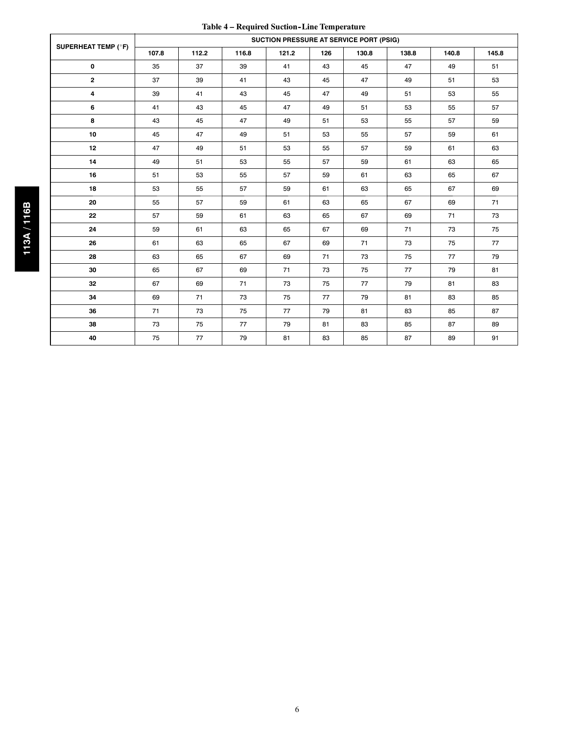**Table 4 – Required Suction-Line Temperature**

| SUPERHEAT TEMP (°F) | SUCTION PRESSURE AT SERVICE PORT (PSIG) | | | | | | | | |
|---|---|---|---|---|---|---|---|---|---|
| | 107.8 | 112.2 | 116.8 | 121.2 | 126 | 130.8 | 138.8 | 140.8 | 145.8 |
| 0 | 35 | 37 | 39 | 41 | 43 | 45 | 47 | 49 | 51 |
| 2 | 37 | 39 | 41 | 43 | 45 | 47 | 49 | 51 | 53 |
| 4 | 39 | 41 | 43 | 45 | 47 | 49 | 51 | 53 | 55 |
| 6 | 41 | 43 | 45 | 47 | 49 | 51 | 53 | 55 | 57 |
| 8 | 43 | 45 | 47 | 49 | 51 | 53 | 55 | 57 | 59 |
| 10 | 45 | 47 | 49 | 51 | 53 | 55 | 57 | 59 | 61 |
| 12 | 47 | 49 | 51 | 53 | 55 | 57 | 59 | 61 | 63 |
| 14 | 49 | 51 | 53 | 55 | 57 | 59 | 61 | 63 | 65 |
| 16 | 51 | 53 | 55 | 57 | 59 | 61 | 63 | 65 | 67 |
| 18 | 53 | 55 | 57 | 59 | 61 | 63 | 65 | 67 | 69 |
| 20 | 55 | 57 | 59 | 61 | 63 | 65 | 67 | 69 | 71 |
| 22 | 57 | 59 | 61 | 63 | 65 | 67 | 69 | 71 | 73 |
| 24 | 59 | 61 | 63 | 65 | 67 | 69 | 71 | 73 | 75 |
| 26 | 61 | 63 | 65 | 67 | 69 | 71 | 73 | 75 | 77 |
| 28 | 63 | 65 | 67 | 69 | 71 | 73 | 75 | 77 | 79 |
| 30 | 65 | 67 | 69 | 71 | 73 | 75 | 77 | 79 | 81 |
| 32 | 67 | 69 | 71 | 73 | 75 | 77 | 79 | 81 | 83 |
| 34 | 69 | 71 | 73 | 75 | 77 | 79 | 81 | 83 | 85 |
| 36 | 71 | 73 | 75 | 77 | 79 | 81 | 83 | 85 | 87 |
| 38 | 73 | 75 | 77 | 79 | 81 | 83 | 85 | 87 | 89 |
| 40 | 75 | 77 | 79 | 81 | 83 | 85 | 87 | 89 | 91 |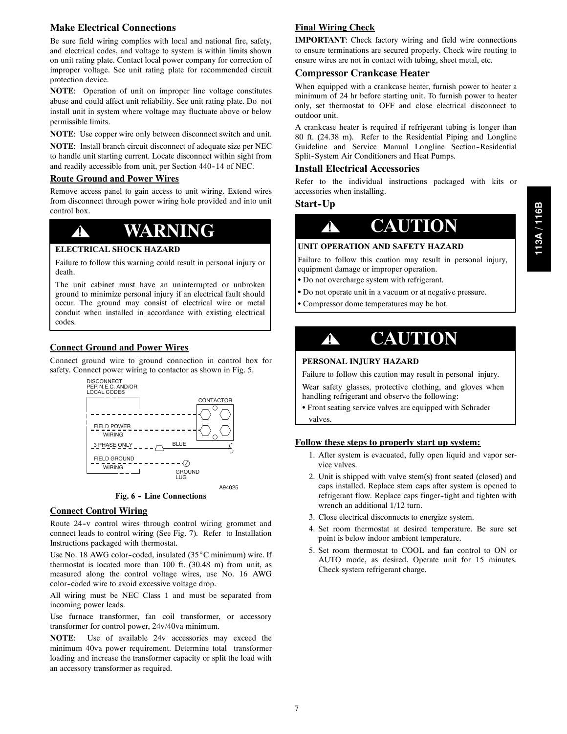## Make Electrical Connections

Be sure field wiring complies with local and national fire, safety, and electrical codes, and voltage to system is within limits shown on unit rating plate. Contact local power company for correction of improper voltage. See unit rating plate for recommended circuit protection device.

**NOTE**: Operation of unit on improper line voltage constitutes abuse and could affect unit reliability. See unit rating plate. Do not install unit in system where voltage may fluctuate above or below permissible limits.

**NOTE**: Use copper wire only between disconnect switch and unit.

**NOTE**: Install branch circuit disconnect of adequate size per NEC to handle unit starting current. Locate disconnect within sight from and readily accessible from unit, per Section 440-14 of NEC.

### Route Ground and Power Wires

Remove access panel to gain access to unit wiring. Extend wires from disconnect through power wiring hole provided and into unit control box.

> **⚠ WARNING**
>
> **ELECTRICAL SHOCK HAZARD**
>
> Failure to follow this warning could result in personal injury or death.
>
> The unit cabinet must have an uninterrupted or unbroken ground to minimize personal injury if an electrical fault should occur. The ground may consist of electrical wire or metal conduit when installed in accordance with existing electrical codes.

### Connect Ground and Power Wires

Connect ground wire to ground connection in control box for safety. Connect power wiring to contactor as shown in Fig. 5.

DISCONNECT PER N.E.C. AND/OR LOCAL CODES

CONTACTOR

FIELD POWER WIRING

3 PHASE ONLY

BLUE

FIELD GROUND WIRING

GROUND LUG

A94025

**Fig. 6 - Line Connections**

### Connect Control Wiring

Route 24-v control wires through control wiring grommet and connect leads to control wiring (See Fig. 7). Refer to Installation Instructions packaged with thermostat.

Use No. 18 AWG color-coded, insulated (35°C minimum) wire. If thermostat is located more than 100 ft. (30.48 m) from unit, as measured along the control voltage wires, use No. 16 AWG color-coded wire to avoid excessive voltage drop.

All wiring must be NEC Class 1 and must be separated from incoming power leads.

Use furnace transformer, fan coil transformer, or accessory transformer for control power, 24v/40va minimum.

**NOTE**: Use of available 24v accessories may exceed the minimum 40va power requirement. Determine total transformer loading and increase the transformer capacity or split the load with an accessory transformer as required.

### Final Wiring Check

**IMPORTANT**: Check factory wiring and field wire connections to ensure terminations are secured properly. Check wire routing to ensure wires are not in contact with tubing, sheet metal, etc.

## Compressor Crankcase Heater

When equipped with a crankcase heater, furnish power to heater a minimum of 24 hr before starting unit. To furnish power to heater only, set thermostat to OFF and close electrical disconnect to outdoor unit.

A crankcase heater is required if refrigerant tubing is longer than 80 ft. (24.38 m). Refer to the Residential Piping and Longline Guideline and Service Manual Longline Section-Residential Split-System Air Conditioners and Heat Pumps.

## Install Electrical Accessories

Refer to the individual instructions packaged with kits or accessories when installing.

## Start-Up

> **⚠ CAUTION**
>
> **UNIT OPERATION AND SAFETY HAZARD**
>
> Failure to follow this caution may result in personal injury, equipment damage or improper operation.
>
> - Do not overcharge system with refrigerant.
> - Do not operate unit in a vacuum or at negative pressure.
> - Compressor dome temperatures may be hot.

> **⚠ CAUTION**
>
> **PERSONAL INJURY HAZARD**
>
> Failure to follow this caution may result in personal injury.
>
> Wear safety glasses, protective clothing, and gloves when handling refrigerant and observe the following:
>
> - Front seating service valves are equipped with Schrader valves.

### Follow these steps to properly start up system:

1. After system is evacuated, fully open liquid and vapor service valves.
2. Unit is shipped with valve stem(s) front seated (closed) and caps installed. Replace stem caps after system is opened to refrigerant flow. Replace caps finger-tight and tighten with wrench an additional 1/12 turn.
3. Close electrical disconnects to energize system.
4. Set room thermostat at desired temperature. Be sure set point is below indoor ambient temperature.
5. Set room thermostat to COOL and fan control to ON or AUTO mode, as desired. Operate unit for 15 minutes. Check system refrigerant charge.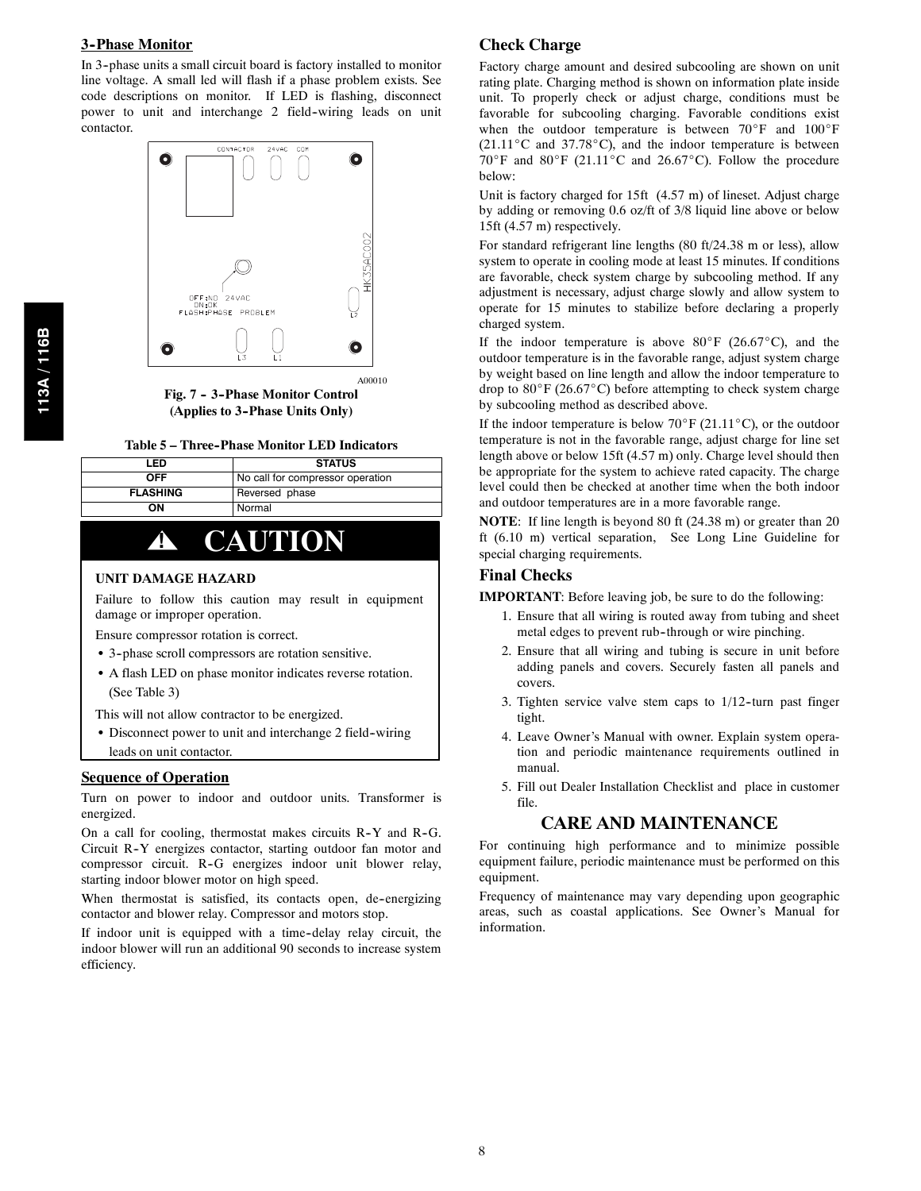## 3-Phase Monitor

In 3-phase units a small circuit board is factory installed to monitor line voltage. A small led will flash if a phase problem exists. See code descriptions on monitor. If LED is flashing, disconnect power to unit and interchange 2 field-wiring leads on unit contactor.

A00010

**Fig. 7 - 3-Phase Monitor Control (Applies to 3-Phase Units Only)**

**Table 5 – Three-Phase Monitor LED Indicators**

| LED | STATUS |
|---|---|
| OFF | No call for compressor operation |
| FLASHING | Reversed phase |
| ON | Normal |

**⚠ CAUTION**

**UNIT DAMAGE HAZARD**

Failure to follow this caution may result in equipment damage or improper operation.

Ensure compressor rotation is correct.

- 3-phase scroll compressors are rotation sensitive.
- A flash LED on phase monitor indicates reverse rotation. (See Table 3)

This will not allow contractor to be energized.

- Disconnect power to unit and interchange 2 field-wiring leads on unit contactor.

## Sequence of Operation

Turn on power to indoor and outdoor units. Transformer is energized.

On a call for cooling, thermostat makes circuits R-Y and R-G. Circuit R-Y energizes contactor, starting outdoor fan motor and compressor circuit. R-G energizes indoor unit blower relay, starting indoor blower motor on high speed.

When thermostat is satisfied, its contacts open, de-energizing contactor and blower relay. Compressor and motors stop.

If indoor unit is equipped with a time-delay relay circuit, the indoor blower will run an additional 90 seconds to increase system efficiency.

## Check Charge

Factory charge amount and desired subcooling are shown on unit rating plate. Charging method is shown on information plate inside unit. To properly check or adjust charge, conditions must be favorable for subcooling charging. Favorable conditions exist when the outdoor temperature is between 70°F and 100°F (21.11°C and 37.78°C), and the indoor temperature is between 70°F and 80°F (21.11°C and 26.67°C). Follow the procedure below:

Unit is factory charged for 15ft (4.57 m) of lineset. Adjust charge by adding or removing 0.6 oz/ft of 3/8 liquid line above or below 15ft (4.57 m) respectively.

For standard refrigerant line lengths (80 ft/24.38 m or less), allow system to operate in cooling mode at least 15 minutes. If conditions are favorable, check system charge by subcooling method. If any adjustment is necessary, adjust charge slowly and allow system to operate for 15 minutes to stabilize before declaring a properly charged system.

If the indoor temperature is above 80°F (26.67°C), and the outdoor temperature is in the favorable range, adjust system charge by weight based on line length and allow the indoor temperature to drop to 80°F (26.67°C) before attempting to check system charge by subcooling method as described above.

If the indoor temperature is below 70°F (21.11°C), or the outdoor temperature is not in the favorable range, adjust charge for line set length above or below 15ft (4.57 m) only. Charge level should then be appropriate for the system to achieve rated capacity. The charge level could then be checked at another time when the both indoor and outdoor temperatures are in a more favorable range.

**NOTE**: If line length is beyond 80 ft (24.38 m) or greater than 20 ft (6.10 m) vertical separation, See Long Line Guideline for special charging requirements.

## Final Checks

**IMPORTANT**: Before leaving job, be sure to do the following:

1. Ensure that all wiring is routed away from tubing and sheet metal edges to prevent rub-through or wire pinching.
2. Ensure that all wiring and tubing is secure in unit before adding panels and covers. Securely fasten all panels and covers.
3. Tighten service valve stem caps to 1/12-turn past finger tight.
4. Leave Owner's Manual with owner. Explain system operation and periodic maintenance requirements outlined in manual.
5. Fill out Dealer Installation Checklist and place in customer file.

# CARE AND MAINTENANCE

For continuing high performance and to minimize possible equipment failure, periodic maintenance must be performed on this equipment.

Frequency of maintenance may vary depending upon geographic areas, such as coastal applications. See Owner's Manual for information.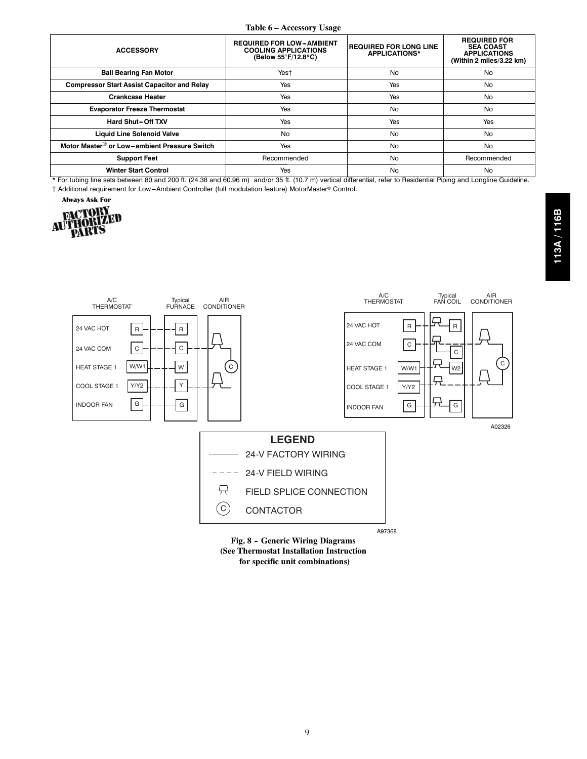**Table 6 – Accessory Usage**

| ACCESSORY | REQUIRED FOR LOW–AMBIENT COOLING APPLICATIONS (Below 55°F/12.8°C) | REQUIRED FOR LONG LINE APPLICATIONS* | REQUIRED FOR SEA COAST APPLICATIONS (Within 2 miles/3.22 km) |
|---|---|---|---|
| Ball Bearing Fan Motor | Yes† | No | No |
| Compressor Start Assist Capacitor and Relay | Yes | Yes | No |
| Crankcase Heater | Yes | Yes | No |
| Evaporator Freeze Thermostat | Yes | No | No |
| Hard Shut–Off TXV | Yes | Yes | Yes |
| Liquid Line Solenoid Valve | No | No | No |
| Motor Master® or Low–ambient Pressure Switch | Yes | No | No |
| Support Feet | Recommended | No | Recommended |
| Winter Start Control | Yes | No | No |

* For tubing line sets between 80 and 200 ft. (24.38 and 60.96 m) and/or 35 ft. (10.7 m) vertical differential, refer to Residential Piping and Longline Guideline.

† Additional requirement for Low–Ambient Controller (full modulation feature) MotorMaster® Control.

Always Ask For FACTORY AUTHORIZED PARTS

A/C THERMOSTAT — Typical FURNACE — AIR CONDITIONER

24 VAC HOT R — R
24 VAC COM C — C
HEAT STAGE 1 W/W1 — W
COOL STAGE 1 Y/Y2 — Y
INDOOR FAN G — G

A/C THERMOSTAT — Typical FAN COIL — AIR CONDITIONER

24 VAC HOT R — R
24 VAC COM C — C
HEAT STAGE 1 W/W1 — W2
COOL STAGE 1 Y/Y2
INDOOR FAN G — G

A02326

**LEGEND**

- 24-V FACTORY WIRING
- 24-V FIELD WIRING
- FIELD SPLICE CONNECTION
- C CONTACTOR

A97368

**Fig. 8 - Generic Wiring Diagrams (See Thermostat Installation Instruction for specific unit combinations)**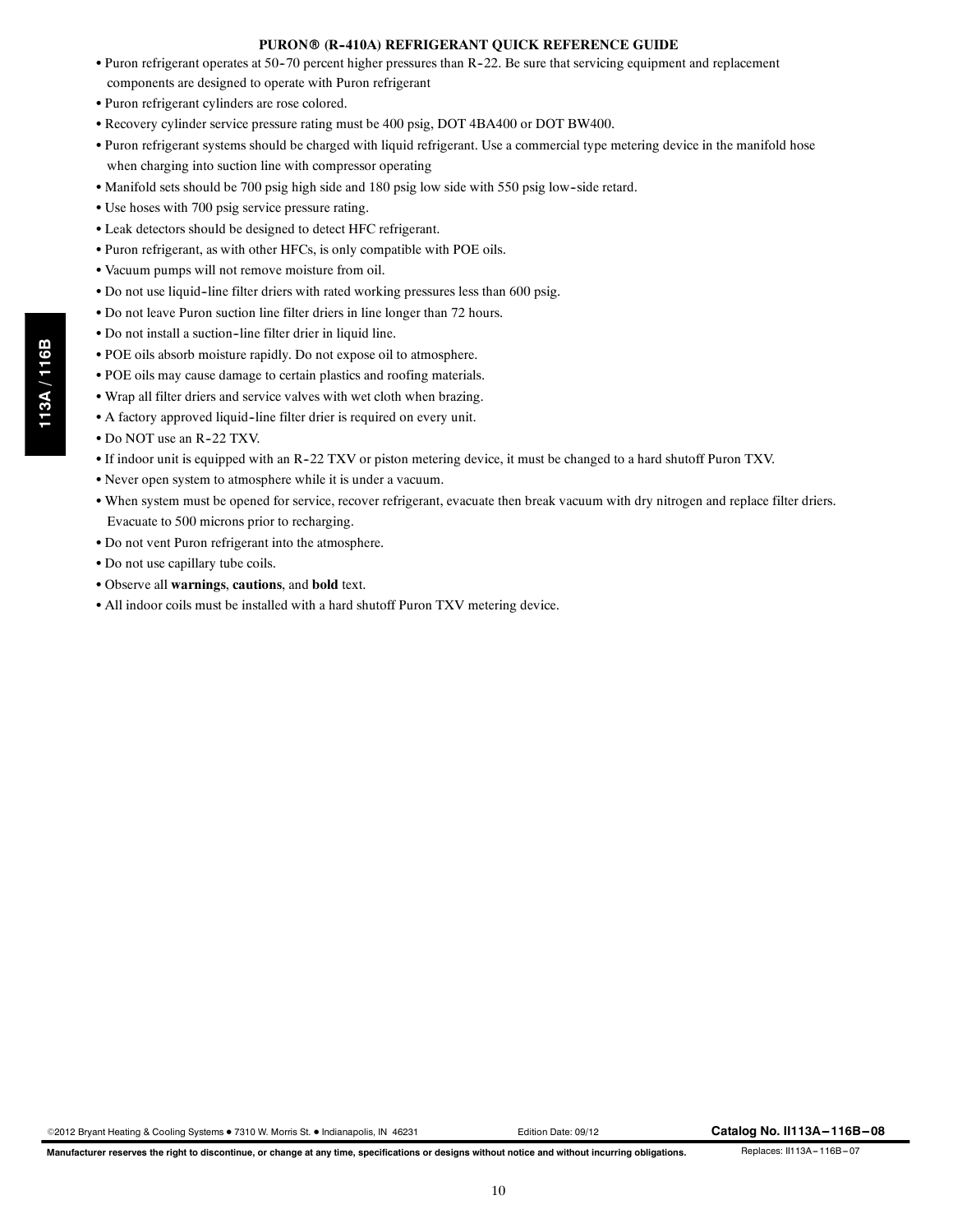## PURON® (R-410A) REFRIGERANT QUICK REFERENCE GUIDE

- Puron refrigerant operates at 50-70 percent higher pressures than R-22. Be sure that servicing equipment and replacement components are designed to operate with Puron refrigerant
- Puron refrigerant cylinders are rose colored.
- Recovery cylinder service pressure rating must be 400 psig, DOT 4BA400 or DOT BW400.
- Puron refrigerant systems should be charged with liquid refrigerant. Use a commercial type metering device in the manifold hose when charging into suction line with compressor operating
- Manifold sets should be 700 psig high side and 180 psig low side with 550 psig low-side retard.
- Use hoses with 700 psig service pressure rating.
- Leak detectors should be designed to detect HFC refrigerant.
- Puron refrigerant, as with other HFCs, is only compatible with POE oils.
- Vacuum pumps will not remove moisture from oil.
- Do not use liquid-line filter driers with rated working pressures less than 600 psig.
- Do not leave Puron suction line filter driers in line longer than 72 hours.
- Do not install a suction-line filter drier in liquid line.
- POE oils absorb moisture rapidly. Do not expose oil to atmosphere.
- POE oils may cause damage to certain plastics and roofing materials.
- Wrap all filter driers and service valves with wet cloth when brazing.
- A factory approved liquid-line filter drier is required on every unit.
- Do NOT use an R-22 TXV.
- If indoor unit is equipped with an R-22 TXV or piston metering device, it must be changed to a hard shutoff Puron TXV.
- Never open system to atmosphere while it is under a vacuum.
- When system must be opened for service, recover refrigerant, evacuate then break vacuum with dry nitrogen and replace filter driers. Evacuate to 500 microns prior to recharging.
- Do not vent Puron refrigerant into the atmosphere.
- Do not use capillary tube coils.
- Observe all **warnings**, **cautions**, and **bold** text.
- All indoor coils must be installed with a hard shutoff Puron TXV metering device.

©2012 Bryant Heating & Cooling Systems ● 7310 W. Morris St. ● Indianapolis, IN 46231 Edition Date: 09/12 **Catalog No. II113A-116B-08**

**Manufacturer reserves the right to discontinue, or change at any time, specifications or designs without notice and without incurring obligations.** Replaces: II113A-116B-07